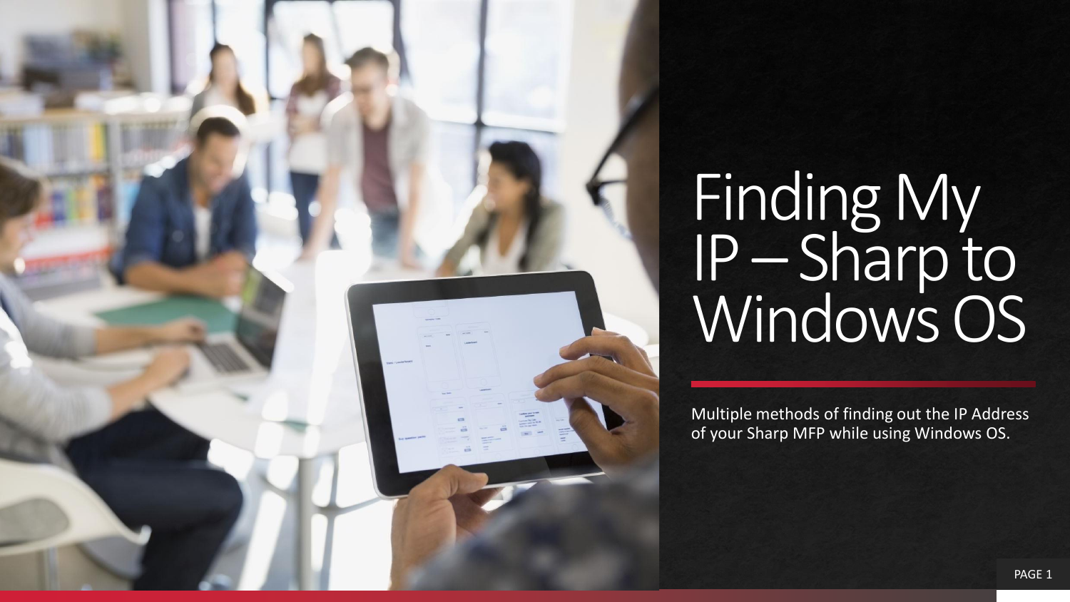# Finding My IP – Sharp to Windows OS

Multiple methods of finding out the IP Address of your Sharp MFP while using Windows OS.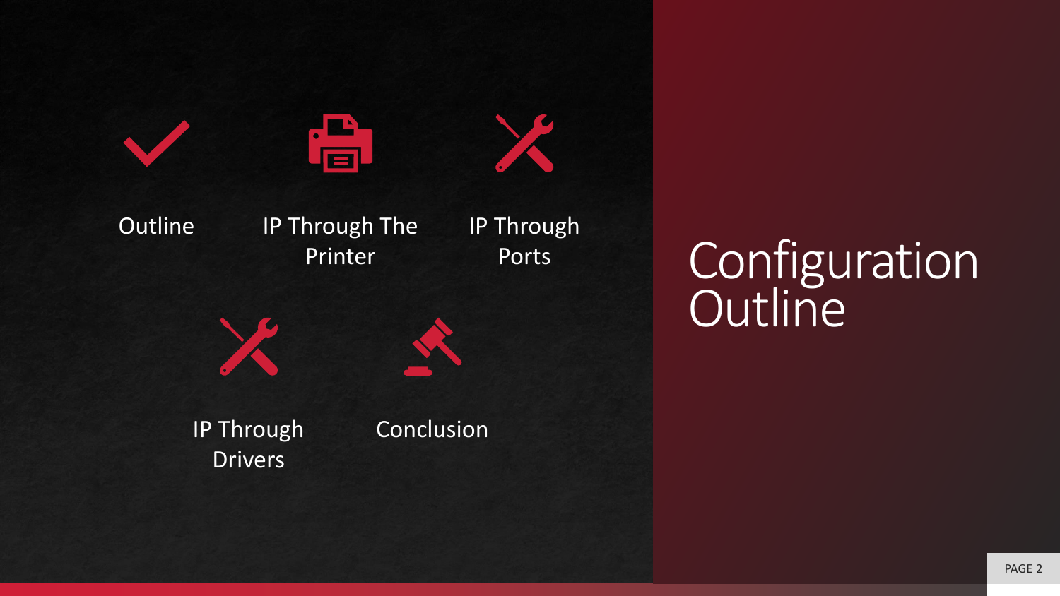# Configuration Outline

- Outline
- IP Through The Printer
- IP Through Ports
- IP Through Drivers
- Conclusion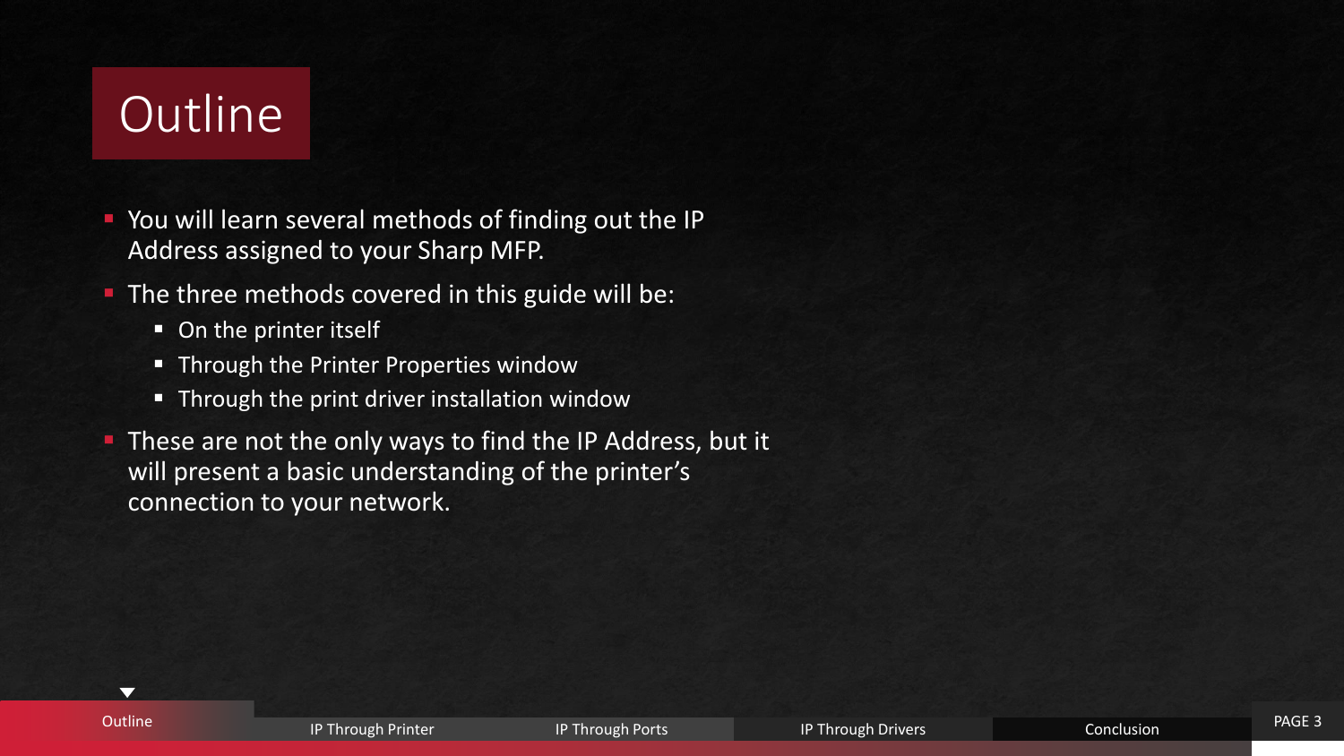# Outline

- You will learn several methods of finding out the IP Address assigned to your Sharp MFP.
- The three methods covered in this guide will be:
  - On the printer itself
  - Through the Printer Properties window
  - Through the print driver installation window
- These are not the only ways to find the IP Address, but it will present a basic understanding of the printer's connection to your network.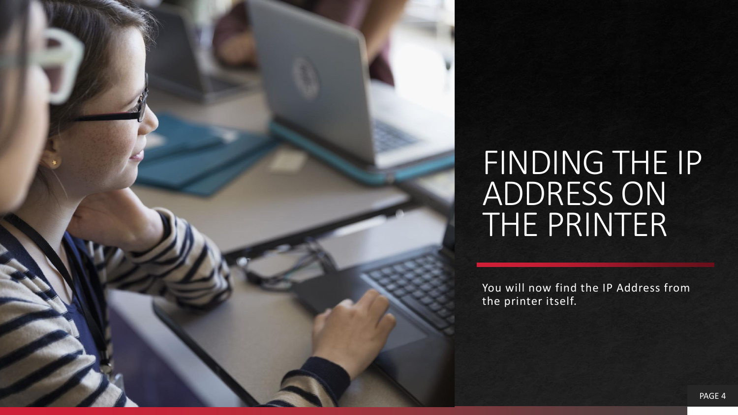# FINDING THE IP ADDRESS ON THE PRINTER

You will now find the IP Address from the printer itself.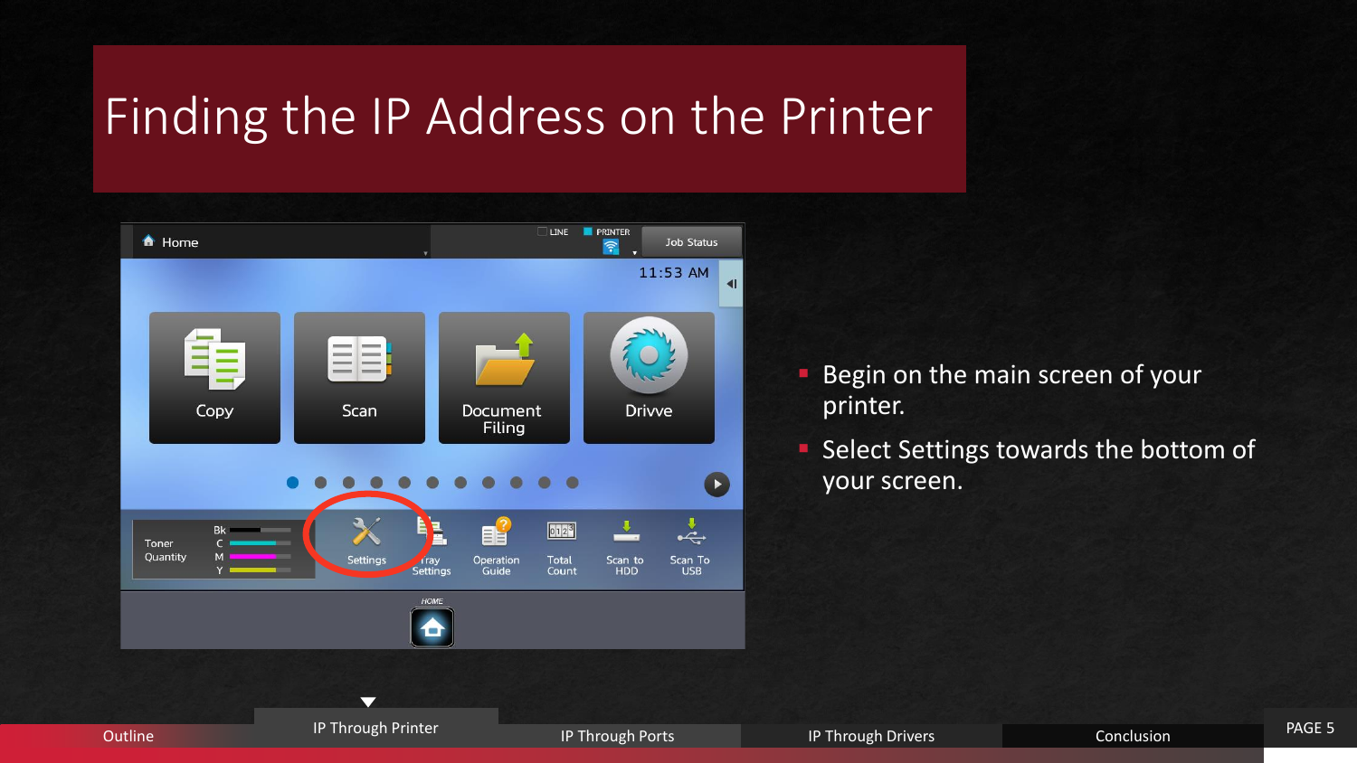# Finding the IP Address on the Printer

- Begin on the main screen of your printer.
- Select Settings towards the bottom of your screen.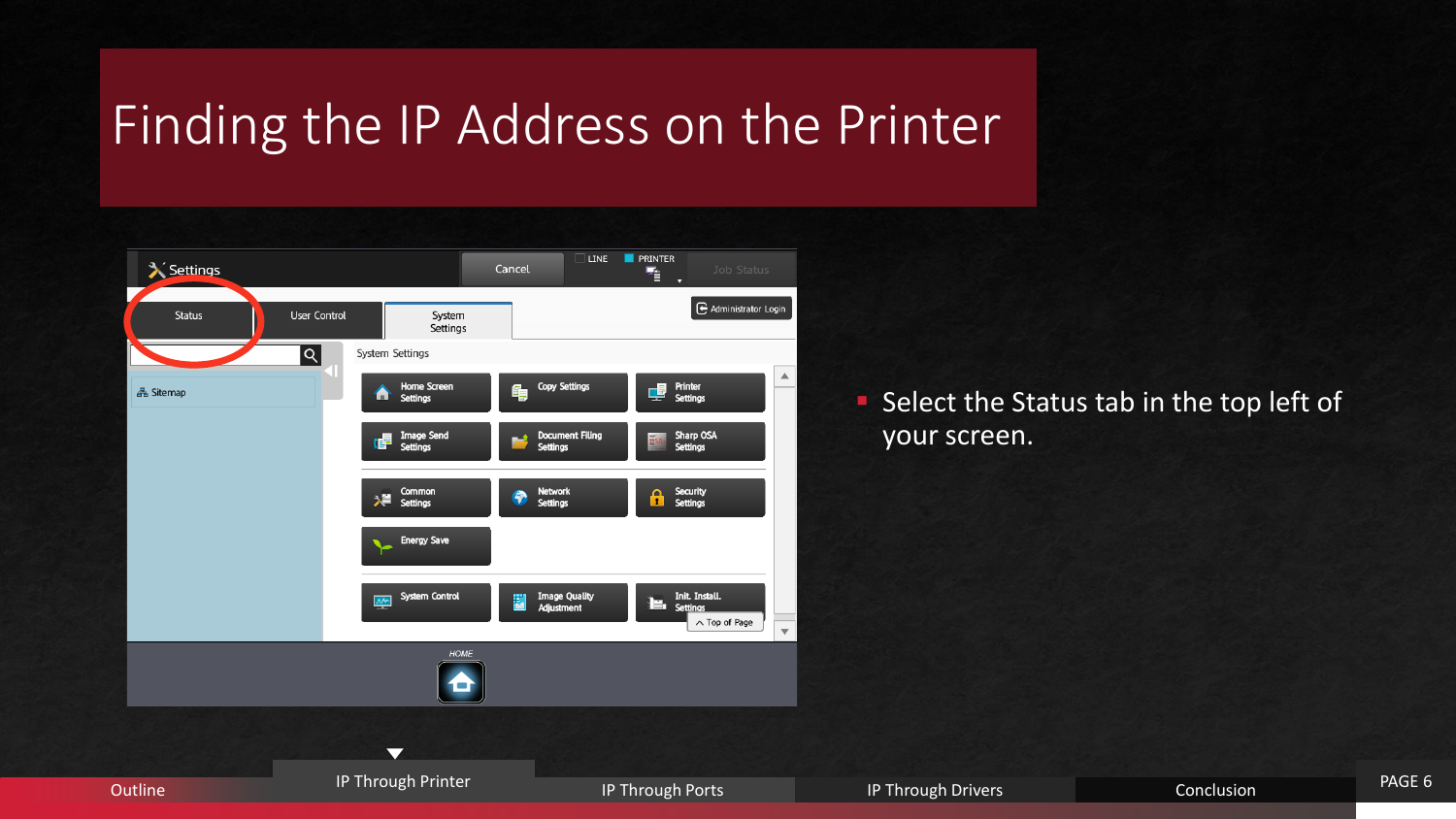# Finding the IP Address on the Printer

- Select the Status tab in the top left of your screen.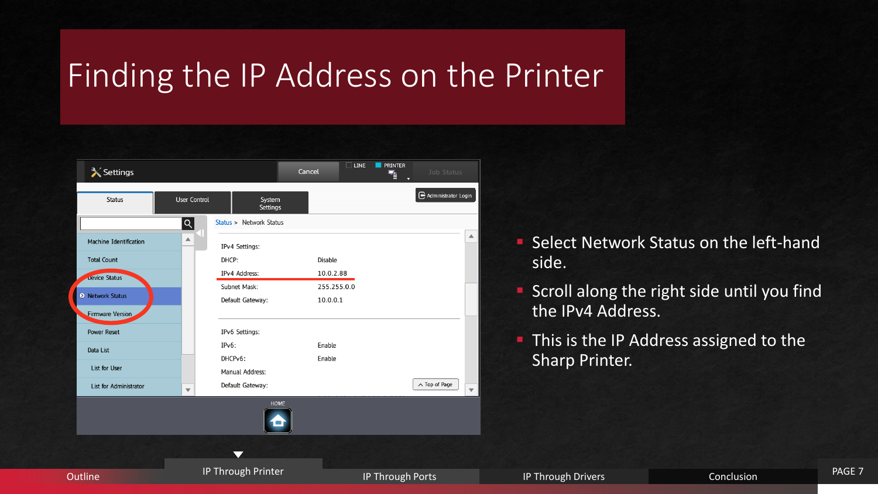# Finding the IP Address on the Printer

- Select Network Status on the left-hand side.
- Scroll along the right side until you find the IPv4 Address.
- This is the IP Address assigned to the Sharp Printer.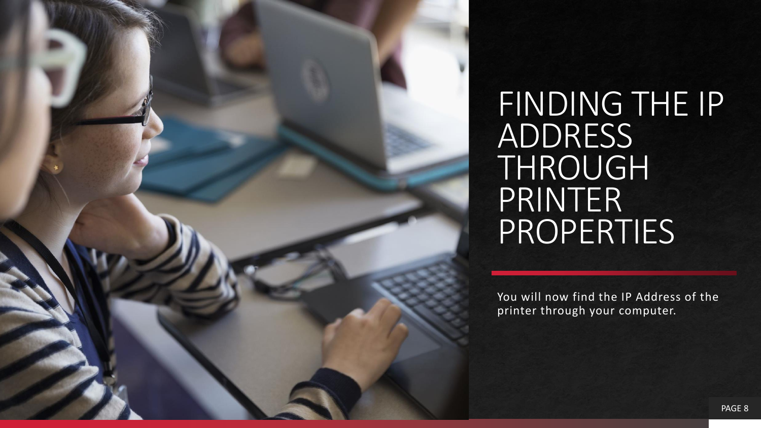# FINDING THE IP ADDRESS THROUGH PRINTER PROPERTIES

You will now find the IP Address of the printer through your computer.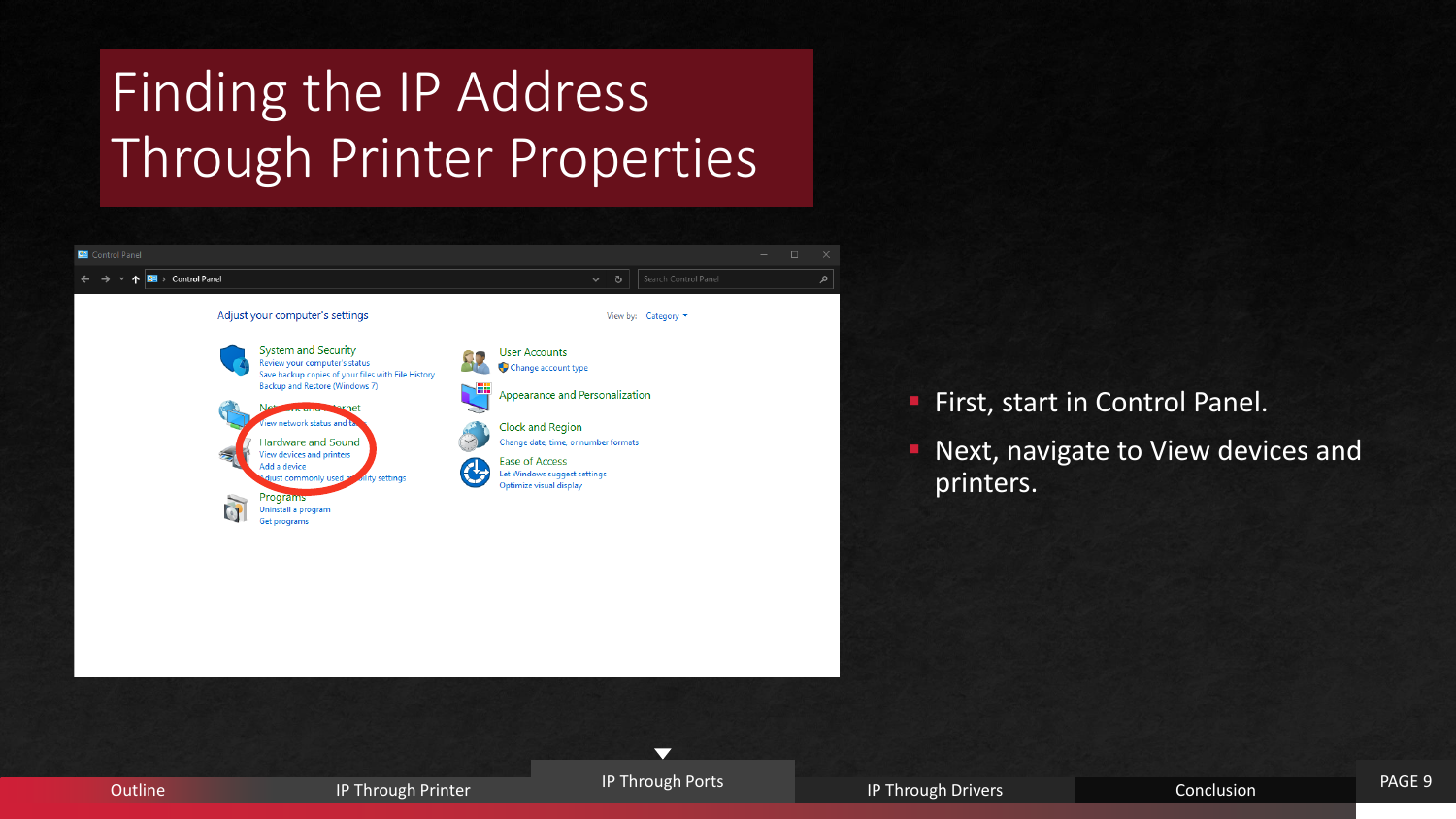# Finding the IP Address Through Printer Properties

- First, start in Control Panel.
- Next, navigate to View devices and printers.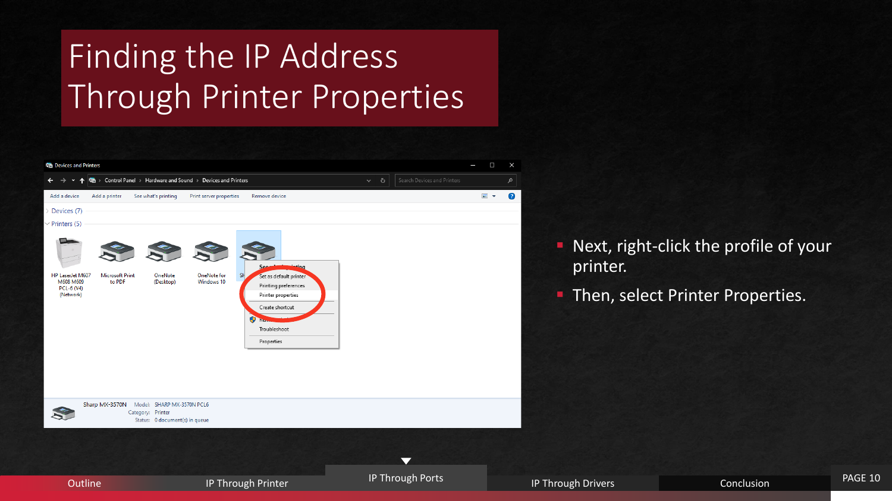# Finding the IP Address Through Printer Properties

- Next, right-click the profile of your printer.
- Then, select Printer Properties.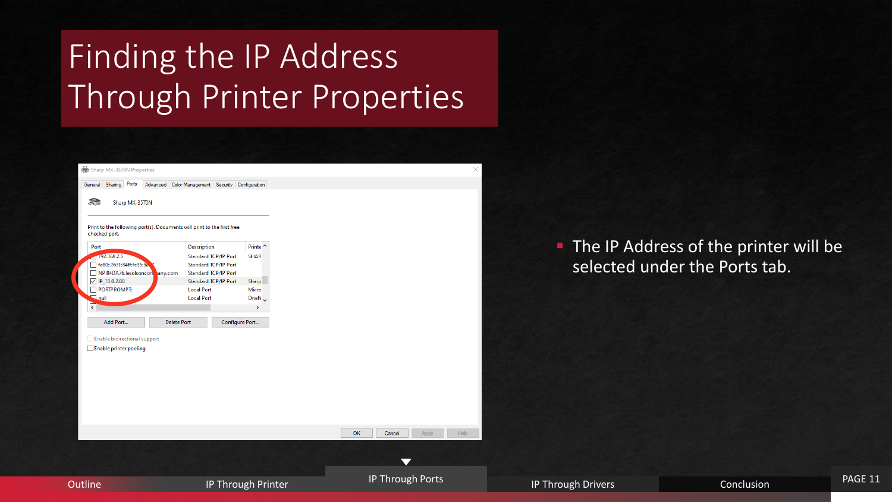# Finding the IP Address Through Printer Properties

- The IP Address of the printer will be selected under the Ports tab.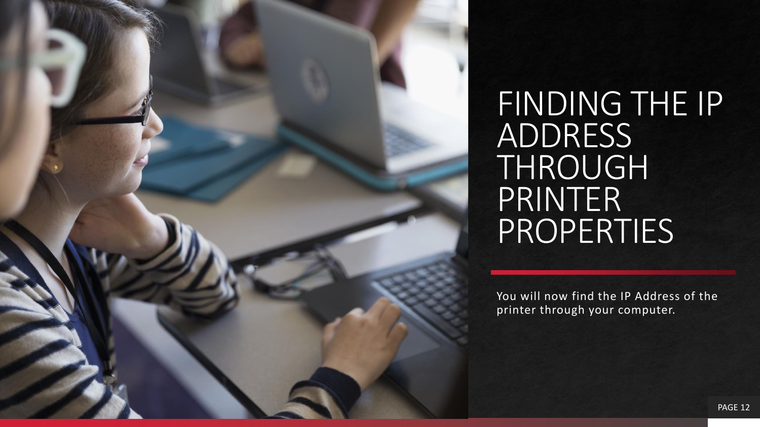# FINDING THE IP ADDRESS THROUGH PRINTER PROPERTIES

You will now find the IP Address of the printer through your computer.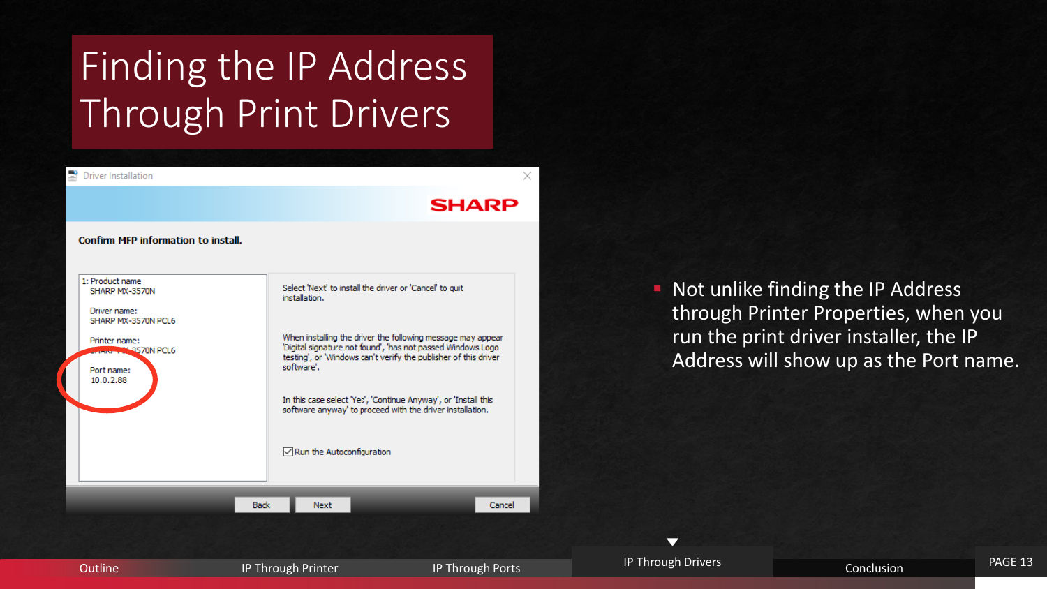# Finding the IP Address Through Print Drivers

Driver Installation

SHARP

**Confirm MFP information to install.**

1: Product name
SHARP MX-3570N

Driver name:
SHARP MX-3570N PCL6

Printer name:
SHARP MX-3570N PCL6

Port name:
10.0.2.88

Select 'Next' to install the driver or 'Cancel' to quit installation.

When installing the driver the following message may appear 'Digital signature not found', 'has not passed Windows Logo testing', or 'Windows can't verify the publisher of this driver software'.

In this case select 'Yes', 'Continue Anyway', or 'Install this software anyway' to proceed with the driver installation.

☑ Run the Autoconfiguration

Back | Next | Cancel

- Not unlike finding the IP Address through Printer Properties, when you run the print driver installer, the IP Address will show up as the Port name.

Outline | IP Through Printer | IP Through Ports | IP Through Drivers | Conclusion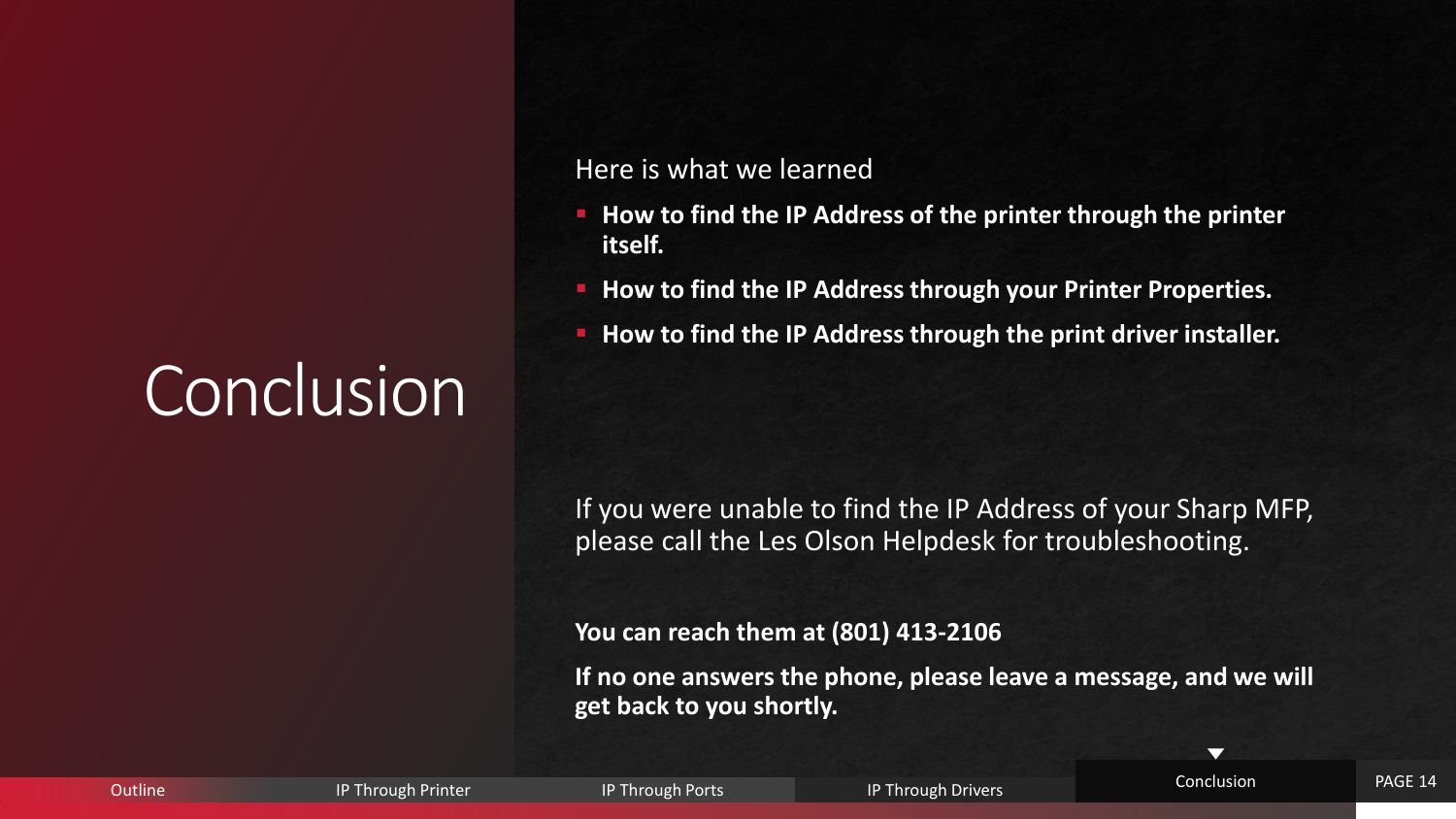# Conclusion

Here is what we learned

- **How to find the IP Address of the printer through the printer itself.**
- **How to find the IP Address through your Printer Properties.**
- **How to find the IP Address through the print driver installer.**

If you were unable to find the IP Address of your Sharp MFP, please call the Les Olson Helpdesk for troubleshooting.

**You can reach them at (801) 413-2106**

**If no one answers the phone, please leave a message, and we will get back to you shortly.**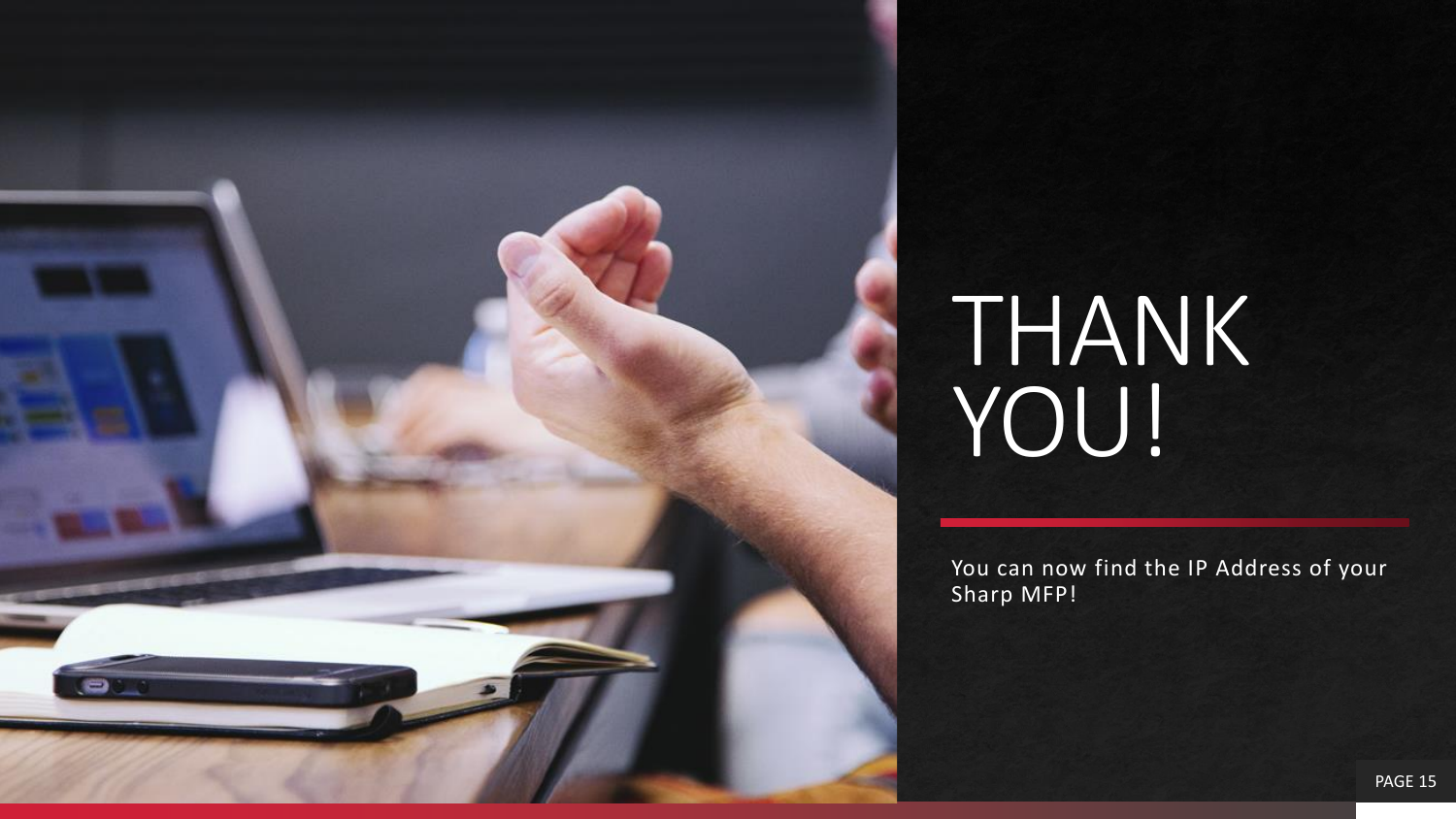# THANK YOU!

You can now find the IP Address of your Sharp MFP!